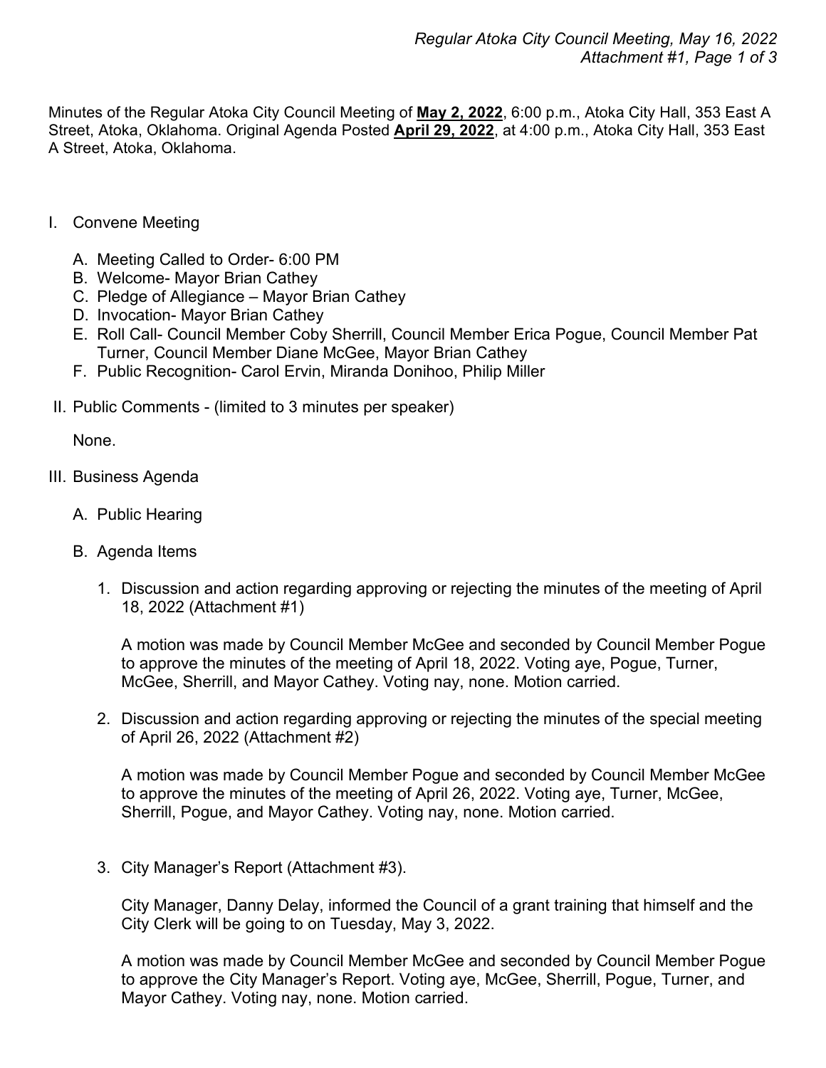Minutes of the Regular Atoka City Council Meeting of **May 2, 2022**, 6:00 p.m., Atoka City Hall, 353 East A Street, Atoka, Oklahoma. Original Agenda Posted **April 29, 2022**, at 4:00 p.m., Atoka City Hall, 353 East A Street, Atoka, Oklahoma.

I. Convene Meeting

   A. Meeting Called to Order- 6:00 PM
   B. Welcome- Mayor Brian Cathey
   C. Pledge of Allegiance – Mayor Brian Cathey
   D. Invocation- Mayor Brian Cathey
   E. Roll Call- Council Member Coby Sherrill, Council Member Erica Pogue, Council Member Pat Turner, Council Member Diane McGee, Mayor Brian Cathey
   F. Public Recognition- Carol Ervin, Miranda Donihoo, Philip Miller

II. Public Comments - (limited to 3 minutes per speaker)

   None.

III. Business Agenda

   A. Public Hearing

   B. Agenda Items

      1. Discussion and action regarding approving or rejecting the minutes of the meeting of April 18, 2022 (Attachment #1)

         A motion was made by Council Member McGee and seconded by Council Member Pogue to approve the minutes of the meeting of April 18, 2022. Voting aye, Pogue, Turner, McGee, Sherrill, and Mayor Cathey. Voting nay, none. Motion carried.

      2. Discussion and action regarding approving or rejecting the minutes of the special meeting of April 26, 2022 (Attachment #2)

         A motion was made by Council Member Pogue and seconded by Council Member McGee to approve the minutes of the meeting of April 26, 2022. Voting aye, Turner, McGee, Sherrill, Pogue, and Mayor Cathey. Voting nay, none. Motion carried.

      3. City Manager's Report (Attachment #3).

         City Manager, Danny Delay, informed the Council of a grant training that himself and the City Clerk will be going to on Tuesday, May 3, 2022.

         A motion was made by Council Member McGee and seconded by Council Member Pogue to approve the City Manager's Report. Voting aye, McGee, Sherrill, Pogue, Turner, and Mayor Cathey. Voting nay, none. Motion carried.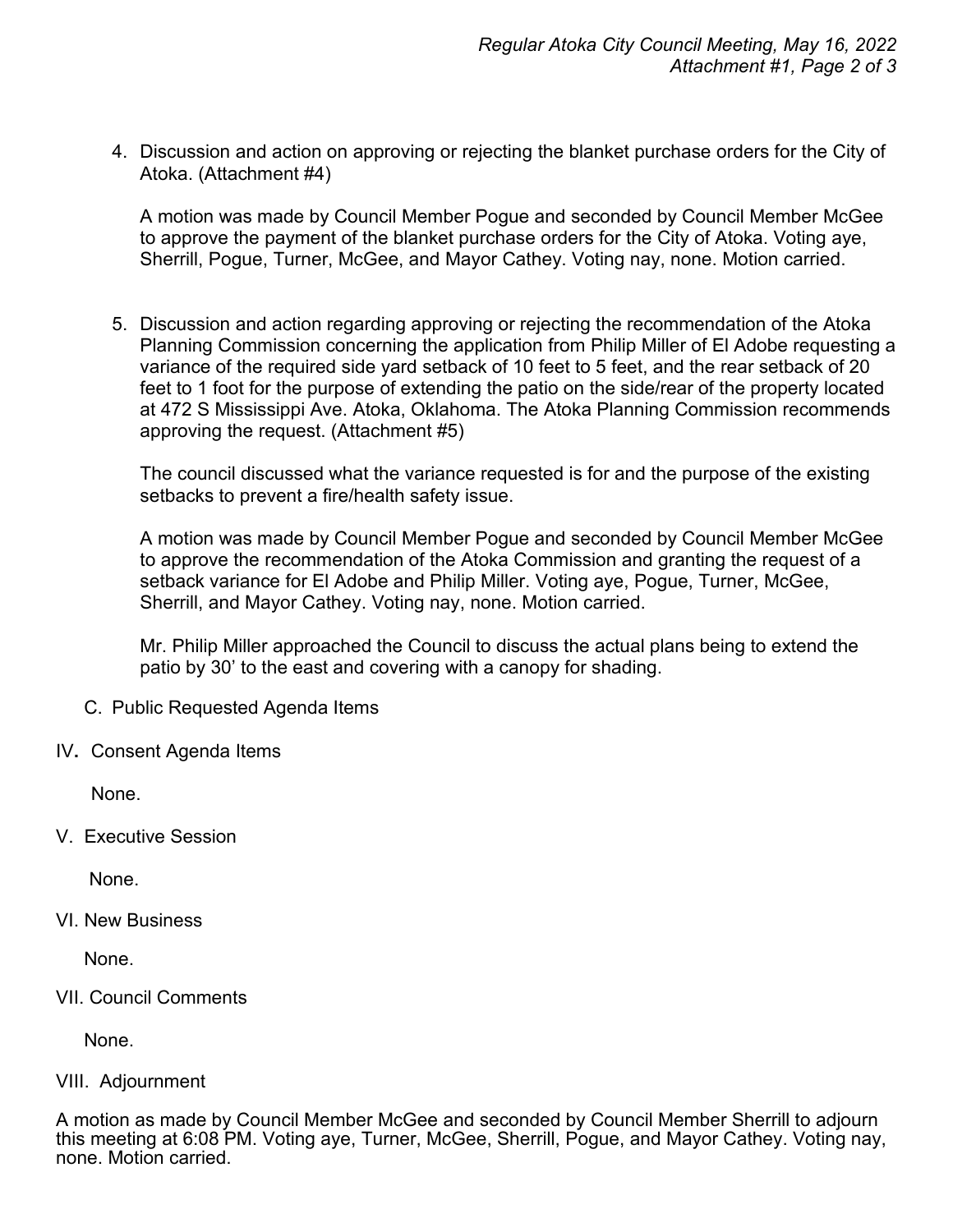4. Discussion and action on approving or rejecting the blanket purchase orders for the City of Atoka. (Attachment #4)

   A motion was made by Council Member Pogue and seconded by Council Member McGee to approve the payment of the blanket purchase orders for the City of Atoka. Voting aye, Sherrill, Pogue, Turner, McGee, and Mayor Cathey. Voting nay, none. Motion carried.

5. Discussion and action regarding approving or rejecting the recommendation of the Atoka Planning Commission concerning the application from Philip Miller of El Adobe requesting a variance of the required side yard setback of 10 feet to 5 feet, and the rear setback of 20 feet to 1 foot for the purpose of extending the patio on the side/rear of the property located at 472 S Mississippi Ave. Atoka, Oklahoma. The Atoka Planning Commission recommends approving the request. (Attachment #5)

   The council discussed what the variance requested is for and the purpose of the existing setbacks to prevent a fire/health safety issue.

   A motion was made by Council Member Pogue and seconded by Council Member McGee to approve the recommendation of the Atoka Commission and granting the request of a setback variance for El Adobe and Philip Miller. Voting aye, Pogue, Turner, McGee, Sherrill, and Mayor Cathey. Voting nay, none. Motion carried.

   Mr. Philip Miller approached the Council to discuss the actual plans being to extend the patio by 30’ to the east and covering with a canopy for shading.

C. Public Requested Agenda Items

IV. Consent Agenda Items

None.

V. Executive Session

None.

VI. New Business

None.

VII. Council Comments

None.

VIII. Adjournment

A motion as made by Council Member McGee and seconded by Council Member Sherrill to adjourn this meeting at 6:08 PM. Voting aye, Turner, McGee, Sherrill, Pogue, and Mayor Cathey. Voting nay, none. Motion carried.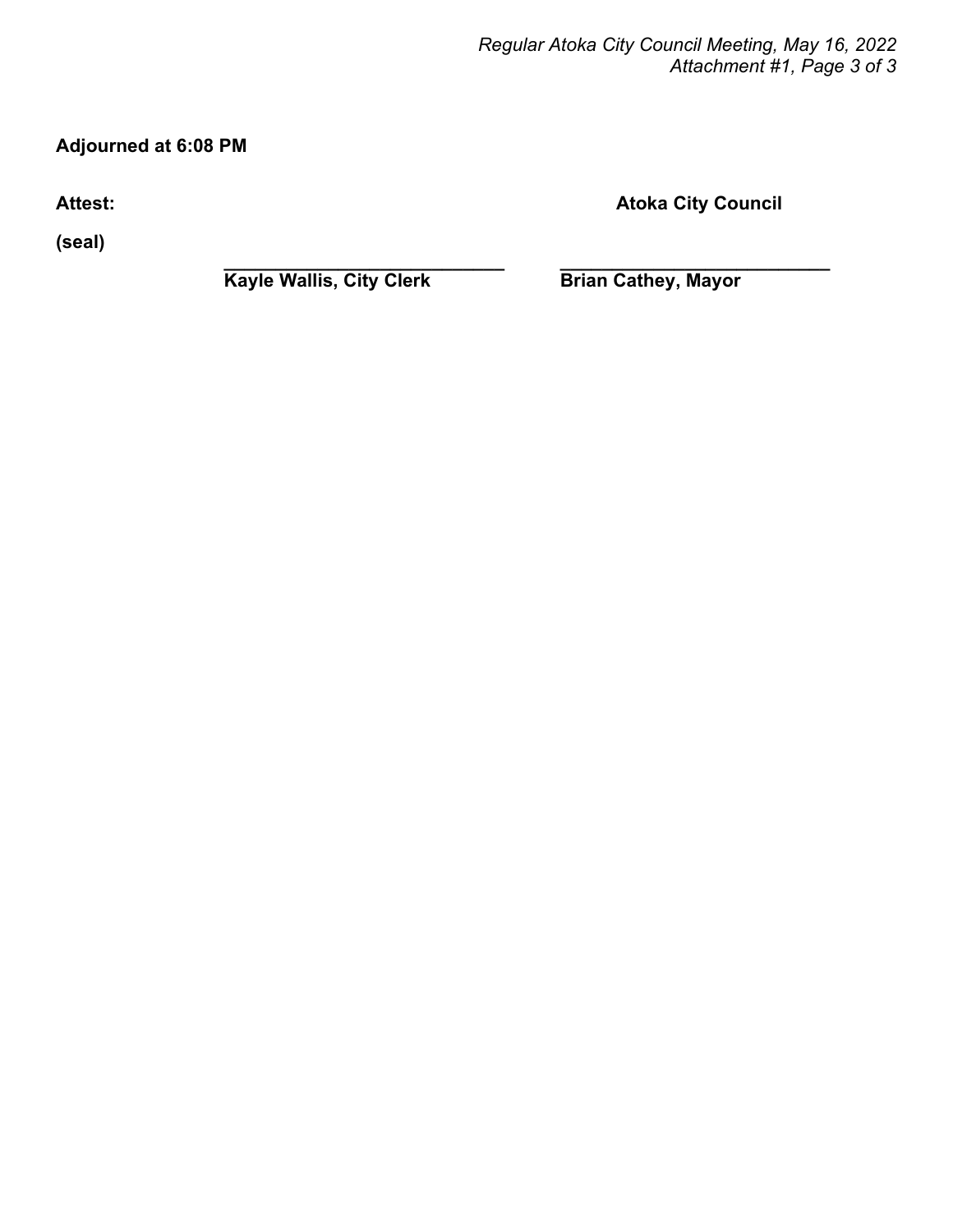**Adjourned at 6:08 PM**

**Attest:** **Atoka City Council**

**(seal)**

\_\_\_\_\_\_\_\_\_\_\_\_\_\_\_\_\_\_\_\_\_\_\_\_\_\_\_\_ \_\_\_\_\_\_\_\_\_\_\_\_\_\_\_\_\_\_\_\_\_\_\_\_\_\_\_\_

**Kayle Wallis, City Clerk** **Brian Cathey, Mayor**